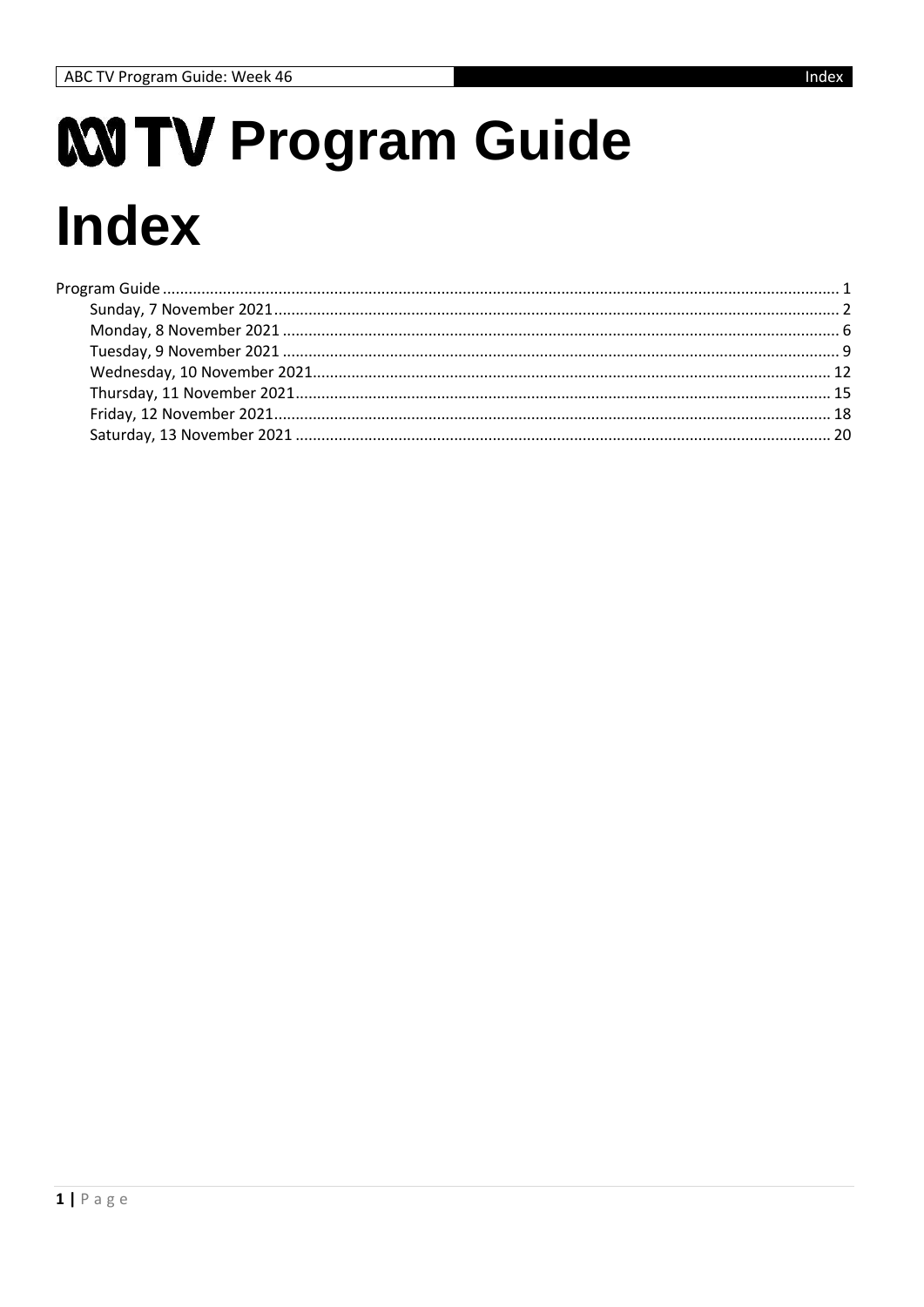# ABC TV Program Guide

# Index

Program Guide ........................................................................................................ 1
- Sunday, 7 November 2021 ........................................................................................ 2
- Monday, 8 November 2021 ........................................................................................ 6
- Tuesday, 9 November 2021 ........................................................................................ 9
- Wednesday, 10 November 2021 ................................................................................ 12
- Thursday, 11 November 2021 .................................................................................... 15
- Friday, 12 November 2021 ........................................................................................ 18
- Saturday, 13 November 2021 .................................................................................... 20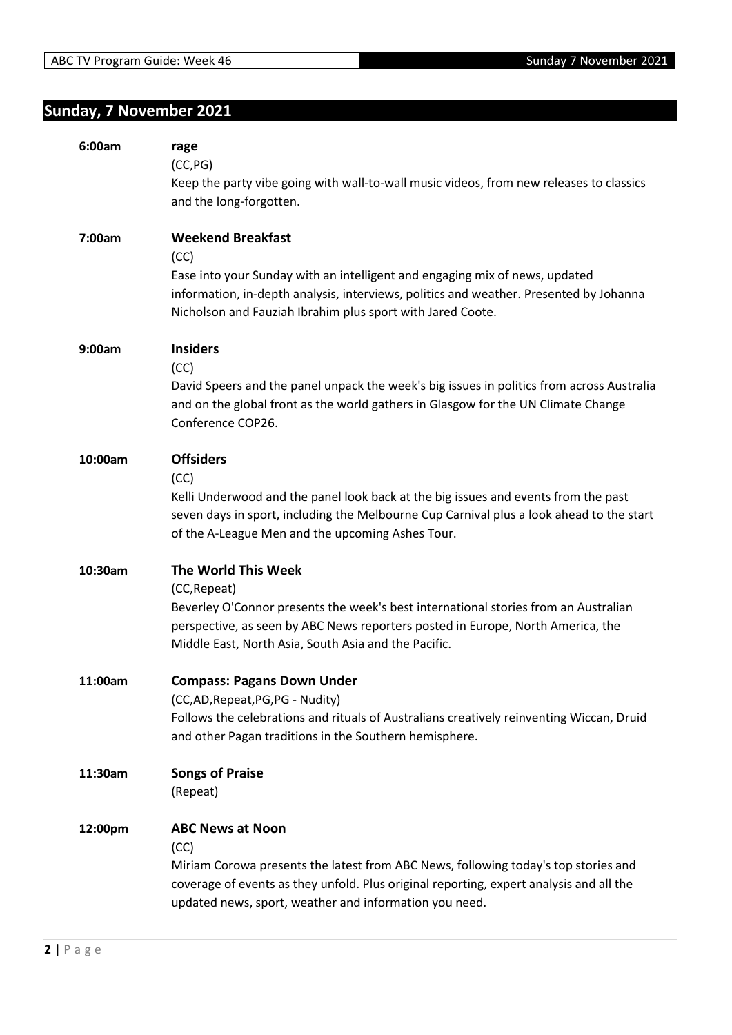## Sunday, 7 November 2021

**6:00am** **rage**
(CC,PG)
Keep the party vibe going with wall-to-wall music videos, from new releases to classics and the long-forgotten.

**7:00am** **Weekend Breakfast**
(CC)
Ease into your Sunday with an intelligent and engaging mix of news, updated information, in-depth analysis, interviews, politics and weather. Presented by Johanna Nicholson and Fauziah Ibrahim plus sport with Jared Coote.

**9:00am** **Insiders**
(CC)
David Speers and the panel unpack the week's big issues in politics from across Australia and on the global front as the world gathers in Glasgow for the UN Climate Change Conference COP26.

**10:00am** **Offsiders**
(CC)
Kelli Underwood and the panel look back at the big issues and events from the past seven days in sport, including the Melbourne Cup Carnival plus a look ahead to the start of the A-League Men and the upcoming Ashes Tour.

**10:30am** **The World This Week**
(CC,Repeat)
Beverley O'Connor presents the week's best international stories from an Australian perspective, as seen by ABC News reporters posted in Europe, North America, the Middle East, North Asia, South Asia and the Pacific.

**11:00am** **Compass: Pagans Down Under**
(CC,AD,Repeat,PG,PG - Nudity)
Follows the celebrations and rituals of Australians creatively reinventing Wiccan, Druid and other Pagan traditions in the Southern hemisphere.

**11:30am** **Songs of Praise**
(Repeat)

**12:00pm** **ABC News at Noon**
(CC)
Miriam Corowa presents the latest from ABC News, following today's top stories and coverage of events as they unfold. Plus original reporting, expert analysis and all the updated news, sport, weather and information you need.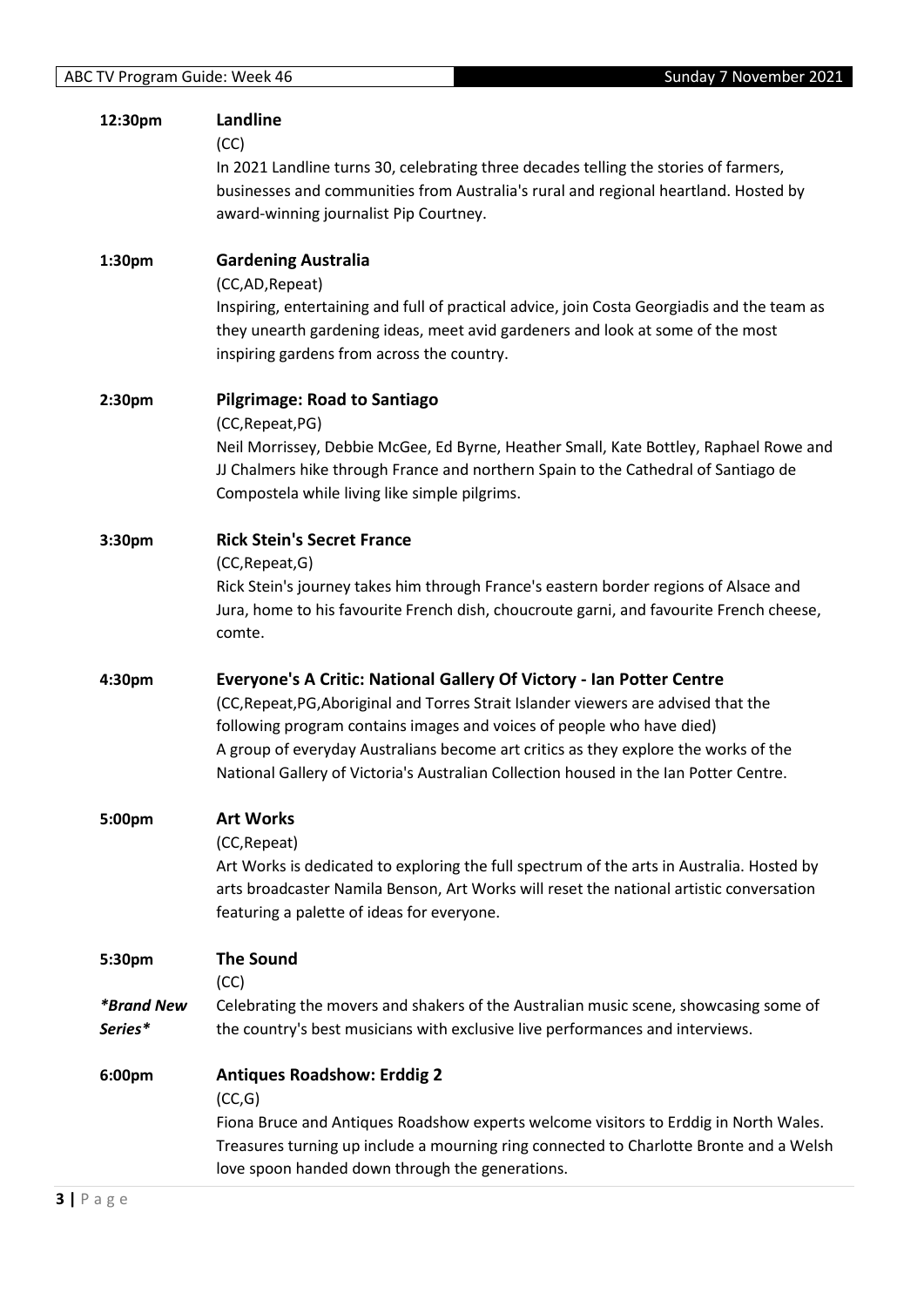**12:30pm** **Landline**

(CC)

In 2021 Landline turns 30, celebrating three decades telling the stories of farmers, businesses and communities from Australia's rural and regional heartland. Hosted by award-winning journalist Pip Courtney.

**1:30pm** **Gardening Australia**

(CC,AD,Repeat)

Inspiring, entertaining and full of practical advice, join Costa Georgiadis and the team as they unearth gardening ideas, meet avid gardeners and look at some of the most inspiring gardens from across the country.

**2:30pm** **Pilgrimage: Road to Santiago**

(CC,Repeat,PG)

Neil Morrissey, Debbie McGee, Ed Byrne, Heather Small, Kate Bottley, Raphael Rowe and JJ Chalmers hike through France and northern Spain to the Cathedral of Santiago de Compostela while living like simple pilgrims.

**3:30pm** **Rick Stein's Secret France**

(CC,Repeat,G)

Rick Stein's journey takes him through France's eastern border regions of Alsace and Jura, home to his favourite French dish, choucroute garni, and favourite French cheese, comte.

**4:30pm** **Everyone's A Critic: National Gallery Of Victory - Ian Potter Centre**

(CC,Repeat,PG,Aboriginal and Torres Strait Islander viewers are advised that the following program contains images and voices of people who have died)

A group of everyday Australians become art critics as they explore the works of the National Gallery of Victoria's Australian Collection housed in the Ian Potter Centre.

**5:00pm** **Art Works**

(CC,Repeat)

Art Works is dedicated to exploring the full spectrum of the arts in Australia. Hosted by arts broadcaster Namila Benson, Art Works will reset the national artistic conversation featuring a palette of ideas for everyone.

**5:30pm** **The Sound**

(CC)

***Brand New Series***

Celebrating the movers and shakers of the Australian music scene, showcasing some of the country's best musicians with exclusive live performances and interviews.

**6:00pm** **Antiques Roadshow: Erddig 2**

(CC,G)

Fiona Bruce and Antiques Roadshow experts welcome visitors to Erddig in North Wales. Treasures turning up include a mourning ring connected to Charlotte Bronte and a Welsh love spoon handed down through the generations.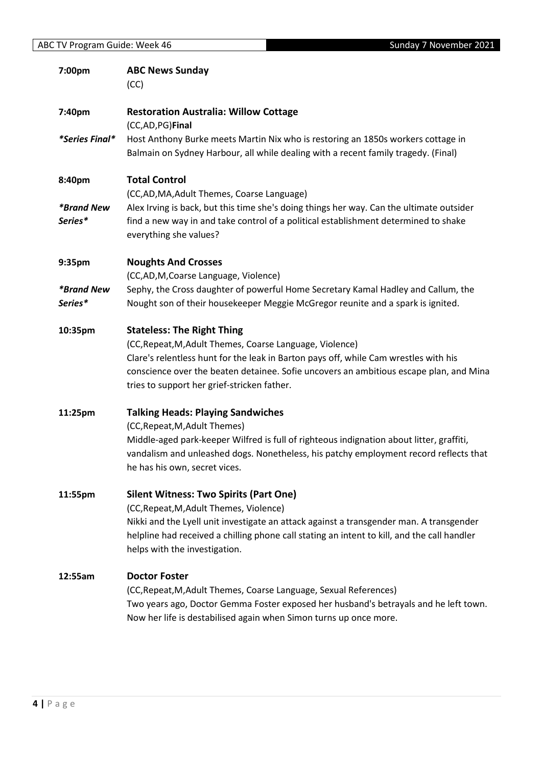**7:00pm** **ABC News Sunday**
(CC)

**7:40pm** **Restoration Australia: Willow Cottage**
(CC,AD,PG)**Final**

*\*Series Final\**
Host Anthony Burke meets Martin Nix who is restoring an 1850s workers cottage in Balmain on Sydney Harbour, all while dealing with a recent family tragedy. (Final)

**8:40pm** **Total Control**
(CC,AD,MA,Adult Themes, Coarse Language)

*\*Brand New Series\**
Alex Irving is back, but this time she's doing things her way. Can the ultimate outsider find a new way in and take control of a political establishment determined to shake everything she values?

**9:35pm** **Noughts And Crosses**
(CC,AD,M,Coarse Language, Violence)

*\*Brand New Series\**
Sephy, the Cross daughter of powerful Home Secretary Kamal Hadley and Callum, the Nought son of their housekeeper Meggie McGregor reunite and a spark is ignited.

**10:35pm** **Stateless: The Right Thing**
(CC,Repeat,M,Adult Themes, Coarse Language, Violence)
Clare's relentless hunt for the leak in Barton pays off, while Cam wrestles with his conscience over the beaten detainee. Sofie uncovers an ambitious escape plan, and Mina tries to support her grief-stricken father.

**11:25pm** **Talking Heads: Playing Sandwiches**
(CC,Repeat,M,Adult Themes)
Middle-aged park-keeper Wilfred is full of righteous indignation about litter, graffiti, vandalism and unleashed dogs. Nonetheless, his patchy employment record reflects that he has his own, secret vices.

**11:55pm** **Silent Witness: Two Spirits (Part One)**
(CC,Repeat,M,Adult Themes, Violence)
Nikki and the Lyell unit investigate an attack against a transgender man. A transgender helpline had received a chilling phone call stating an intent to kill, and the call handler helps with the investigation.

**12:55am** **Doctor Foster**
(CC,Repeat,M,Adult Themes, Coarse Language, Sexual References)
Two years ago, Doctor Gemma Foster exposed her husband's betrayals and he left town. Now her life is destabilised again when Simon turns up once more.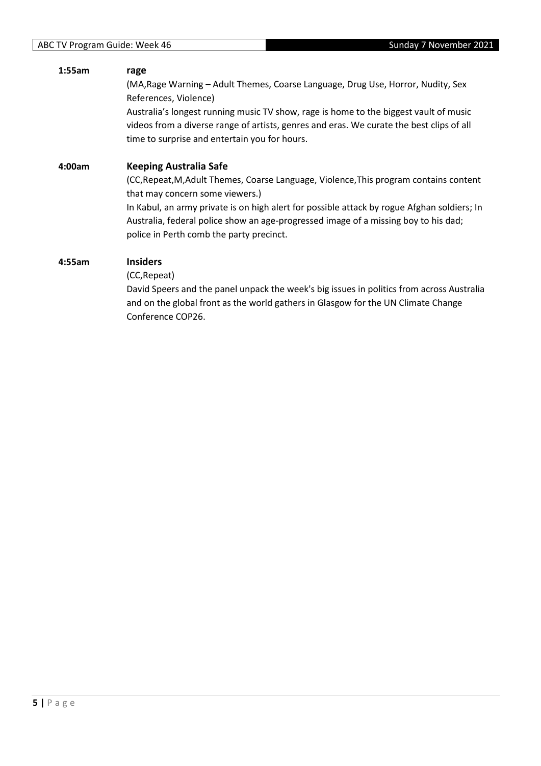**1:55am** **rage**

(MA,Rage Warning – Adult Themes, Coarse Language, Drug Use, Horror, Nudity, Sex References, Violence)

Australia's longest running music TV show, rage is home to the biggest vault of music videos from a diverse range of artists, genres and eras. We curate the best clips of all time to surprise and entertain you for hours.

**4:00am** **Keeping Australia Safe**

(CC,Repeat,M,Adult Themes, Coarse Language, Violence,This program contains content that may concern some viewers.)

In Kabul, an army private is on high alert for possible attack by rogue Afghan soldiers; In Australia, federal police show an age-progressed image of a missing boy to his dad; police in Perth comb the party precinct.

**4:55am** **Insiders**

(CC,Repeat)

David Speers and the panel unpack the week's big issues in politics from across Australia and on the global front as the world gathers in Glasgow for the UN Climate Change Conference COP26.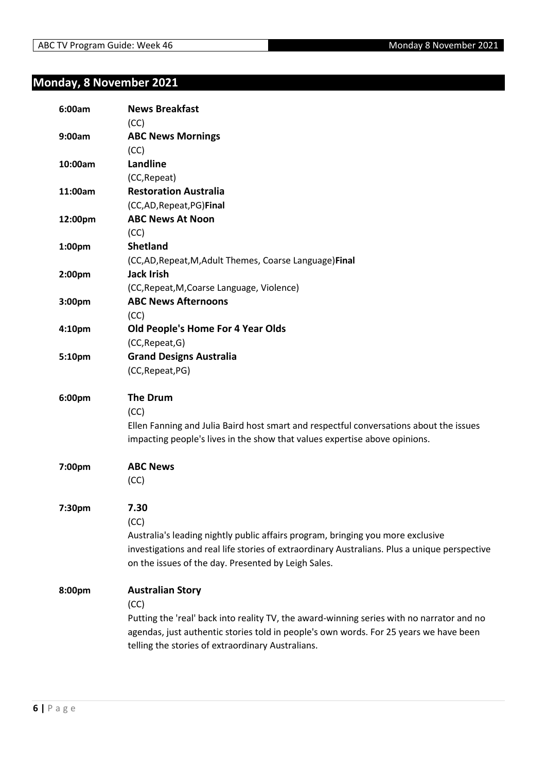## Monday, 8 November 2021

**6:00am** **News Breakfast**
(CC)

**9:00am** **ABC News Mornings**
(CC)

**10:00am** **Landline**
(CC,Repeat)

**11:00am** **Restoration Australia**
(CC,AD,Repeat,PG)**Final**

**12:00pm** **ABC News At Noon**
(CC)

**1:00pm** **Shetland**
(CC,AD,Repeat,M,Adult Themes, Coarse Language)**Final**

**2:00pm** **Jack Irish**
(CC,Repeat,M,Coarse Language, Violence)

**3:00pm** **ABC News Afternoons**
(CC)

**4:10pm** **Old People's Home For 4 Year Olds**
(CC,Repeat,G)

**5:10pm** **Grand Designs Australia**
(CC,Repeat,PG)

**6:00pm** **The Drum**
(CC)
Ellen Fanning and Julia Baird host smart and respectful conversations about the issues impacting people's lives in the show that values expertise above opinions.

**7:00pm** **ABC News**
(CC)

**7:30pm** **7.30**
(CC)
Australia's leading nightly public affairs program, bringing you more exclusive investigations and real life stories of extraordinary Australians. Plus a unique perspective on the issues of the day. Presented by Leigh Sales.

**8:00pm** **Australian Story**
(CC)
Putting the 'real' back into reality TV, the award-winning series with no narrator and no agendas, just authentic stories told in people's own words. For 25 years we have been telling the stories of extraordinary Australians.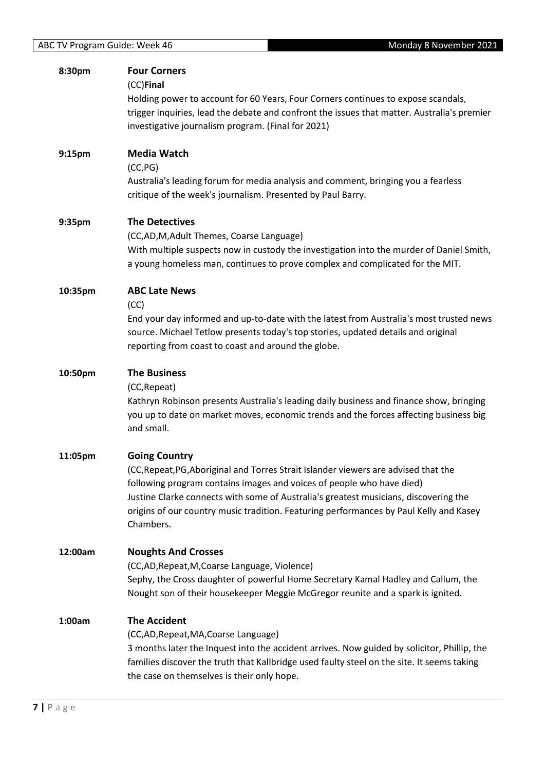**8:30pm** **Four Corners**

(CC)**Final**

Holding power to account for 60 Years, Four Corners continues to expose scandals, trigger inquiries, lead the debate and confront the issues that matter. Australia's premier investigative journalism program. (Final for 2021)

**9:15pm** **Media Watch**

(CC,PG)

Australia's leading forum for media analysis and comment, bringing you a fearless critique of the week's journalism. Presented by Paul Barry.

**9:35pm** **The Detectives**

(CC,AD,M,Adult Themes, Coarse Language)

With multiple suspects now in custody the investigation into the murder of Daniel Smith, a young homeless man, continues to prove complex and complicated for the MIT.

**10:35pm** **ABC Late News**

(CC)

End your day informed and up-to-date with the latest from Australia's most trusted news source. Michael Tetlow presents today's top stories, updated details and original reporting from coast to coast and around the globe.

**10:50pm** **The Business**

(CC,Repeat)

Kathryn Robinson presents Australia's leading daily business and finance show, bringing you up to date on market moves, economic trends and the forces affecting business big and small.

**11:05pm** **Going Country**

(CC,Repeat,PG,Aboriginal and Torres Strait Islander viewers are advised that the following program contains images and voices of people who have died)

Justine Clarke connects with some of Australia's greatest musicians, discovering the origins of our country music tradition. Featuring performances by Paul Kelly and Kasey Chambers.

**12:00am** **Noughts And Crosses**

(CC,AD,Repeat,M,Coarse Language, Violence)

Sephy, the Cross daughter of powerful Home Secretary Kamal Hadley and Callum, the Nought son of their housekeeper Meggie McGregor reunite and a spark is ignited.

**1:00am** **The Accident**

(CC,AD,Repeat,MA,Coarse Language)

3 months later the Inquest into the accident arrives. Now guided by solicitor, Phillip, the families discover the truth that Kallbridge used faulty steel on the site. It seems taking the case on themselves is their only hope.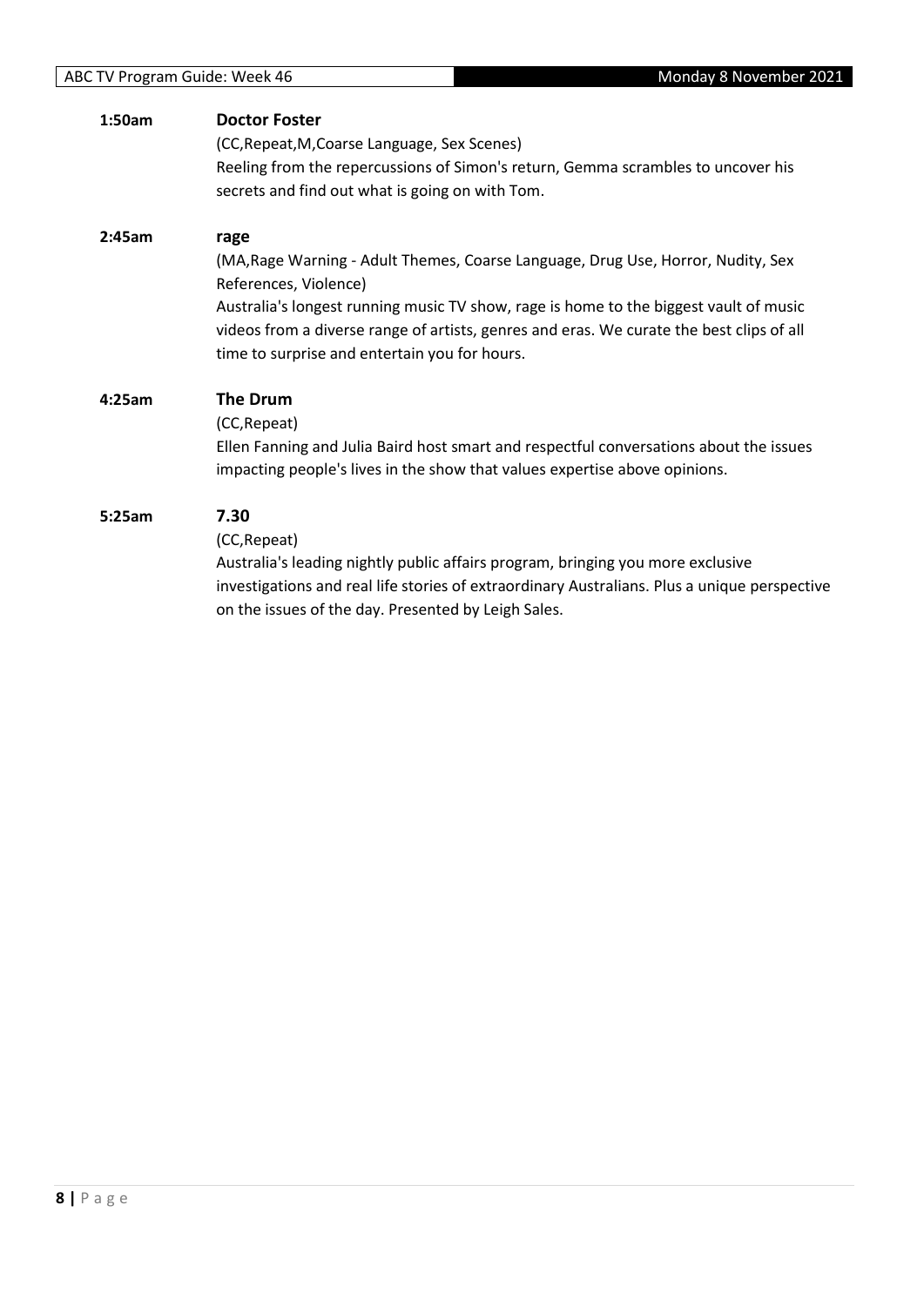**1:50am** **Doctor Foster**

(CC,Repeat,M,Coarse Language, Sex Scenes)

Reeling from the repercussions of Simon's return, Gemma scrambles to uncover his secrets and find out what is going on with Tom.

**2:45am** **rage**

(MA,Rage Warning - Adult Themes, Coarse Language, Drug Use, Horror, Nudity, Sex References, Violence)

Australia's longest running music TV show, rage is home to the biggest vault of music videos from a diverse range of artists, genres and eras. We curate the best clips of all time to surprise and entertain you for hours.

**4:25am** **The Drum**

(CC,Repeat)

Ellen Fanning and Julia Baird host smart and respectful conversations about the issues impacting people's lives in the show that values expertise above opinions.

**5:25am** **7.30**

(CC,Repeat)

Australia's leading nightly public affairs program, bringing you more exclusive investigations and real life stories of extraordinary Australians. Plus a unique perspective on the issues of the day. Presented by Leigh Sales.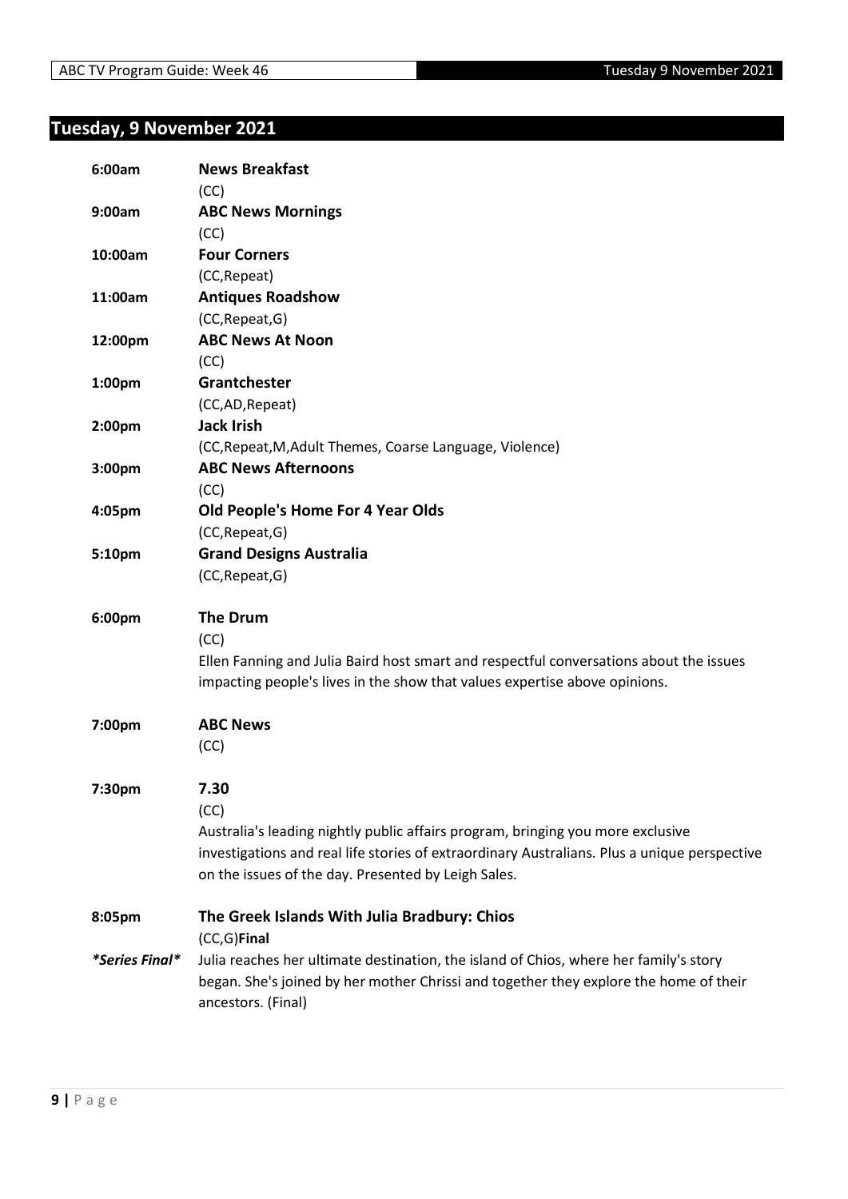## Tuesday, 9 November 2021

**6:00am** **News Breakfast**
(CC)

**9:00am** **ABC News Mornings**
(CC)

**10:00am** **Four Corners**
(CC,Repeat)

**11:00am** **Antiques Roadshow**
(CC,Repeat,G)

**12:00pm** **ABC News At Noon**
(CC)

**1:00pm** **Grantchester**
(CC,AD,Repeat)

**2:00pm** **Jack Irish**
(CC,Repeat,M,Adult Themes, Coarse Language, Violence)

**3:00pm** **ABC News Afternoons**
(CC)

**4:05pm** **Old People's Home For 4 Year Olds**
(CC,Repeat,G)

**5:10pm** **Grand Designs Australia**
(CC,Repeat,G)

**6:00pm** **The Drum**
(CC)
Ellen Fanning and Julia Baird host smart and respectful conversations about the issues impacting people's lives in the show that values expertise above opinions.

**7:00pm** **ABC News**
(CC)

**7:30pm** **7.30**
(CC)
Australia's leading nightly public affairs program, bringing you more exclusive investigations and real life stories of extraordinary Australians. Plus a unique perspective on the issues of the day. Presented by Leigh Sales.

**8:05pm** **The Greek Islands With Julia Bradbury: Chios**
(CC,G)**Final**
***Series Final*** Julia reaches her ultimate destination, the island of Chios, where her family's story began. She's joined by her mother Chrissi and together they explore the home of their ancestors. (Final)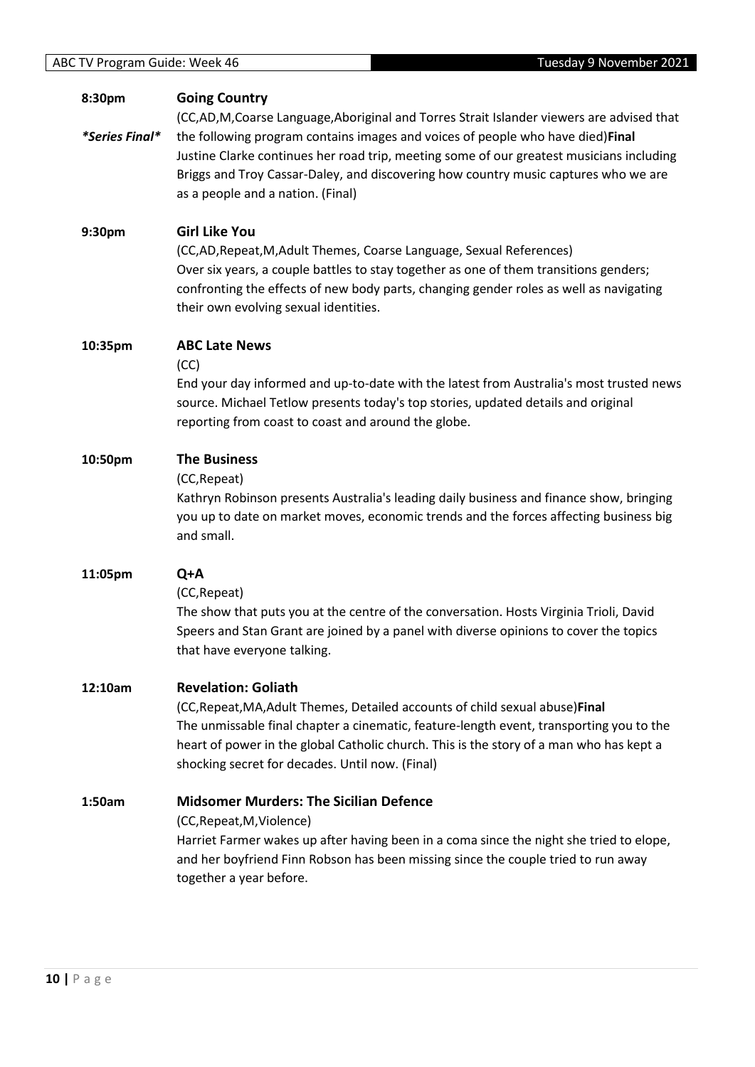**8:30pm** **Going Country**

*\*Series Final\**

(CC,AD,M,Coarse Language,Aboriginal and Torres Strait Islander viewers are advised that the following program contains images and voices of people who have died)**Final**

Justine Clarke continues her road trip, meeting some of our greatest musicians including Briggs and Troy Cassar-Daley, and discovering how country music captures who we are as a people and a nation. (Final)

**9:30pm** **Girl Like You**

(CC,AD,Repeat,M,Adult Themes, Coarse Language, Sexual References)

Over six years, a couple battles to stay together as one of them transitions genders; confronting the effects of new body parts, changing gender roles as well as navigating their own evolving sexual identities.

**10:35pm** **ABC Late News**

(CC)

End your day informed and up-to-date with the latest from Australia's most trusted news source. Michael Tetlow presents today's top stories, updated details and original reporting from coast to coast and around the globe.

**10:50pm** **The Business**

(CC,Repeat)

Kathryn Robinson presents Australia's leading daily business and finance show, bringing you up to date on market moves, economic trends and the forces affecting business big and small.

**11:05pm** **Q+A**

(CC,Repeat)

The show that puts you at the centre of the conversation. Hosts Virginia Trioli, David Speers and Stan Grant are joined by a panel with diverse opinions to cover the topics that have everyone talking.

**12:10am** **Revelation: Goliath**

(CC,Repeat,MA,Adult Themes, Detailed accounts of child sexual abuse)**Final**

The unmissable final chapter a cinematic, feature-length event, transporting you to the heart of power in the global Catholic church. This is the story of a man who has kept a shocking secret for decades. Until now. (Final)

**1:50am** **Midsomer Murders: The Sicilian Defence**

(CC,Repeat,M,Violence)

Harriet Farmer wakes up after having been in a coma since the night she tried to elope, and her boyfriend Finn Robson has been missing since the couple tried to run away together a year before.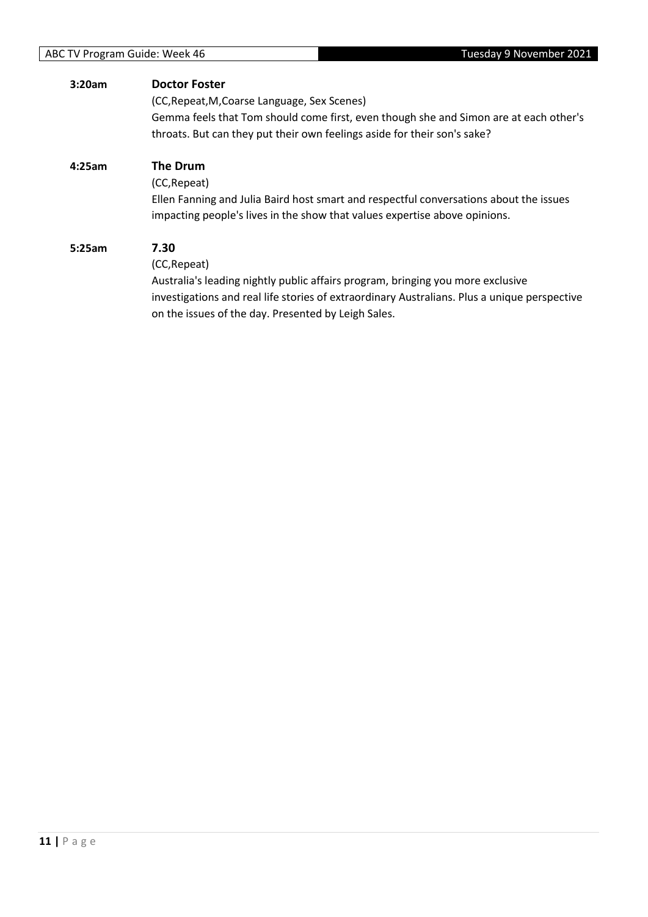**3:20am** **Doctor Foster**

(CC,Repeat,M,Coarse Language, Sex Scenes)

Gemma feels that Tom should come first, even though she and Simon are at each other's throats. But can they put their own feelings aside for their son's sake?

**4:25am** **The Drum**

(CC,Repeat)

Ellen Fanning and Julia Baird host smart and respectful conversations about the issues impacting people's lives in the show that values expertise above opinions.

**5:25am** **7.30**

(CC,Repeat)

Australia's leading nightly public affairs program, bringing you more exclusive investigations and real life stories of extraordinary Australians. Plus a unique perspective on the issues of the day. Presented by Leigh Sales.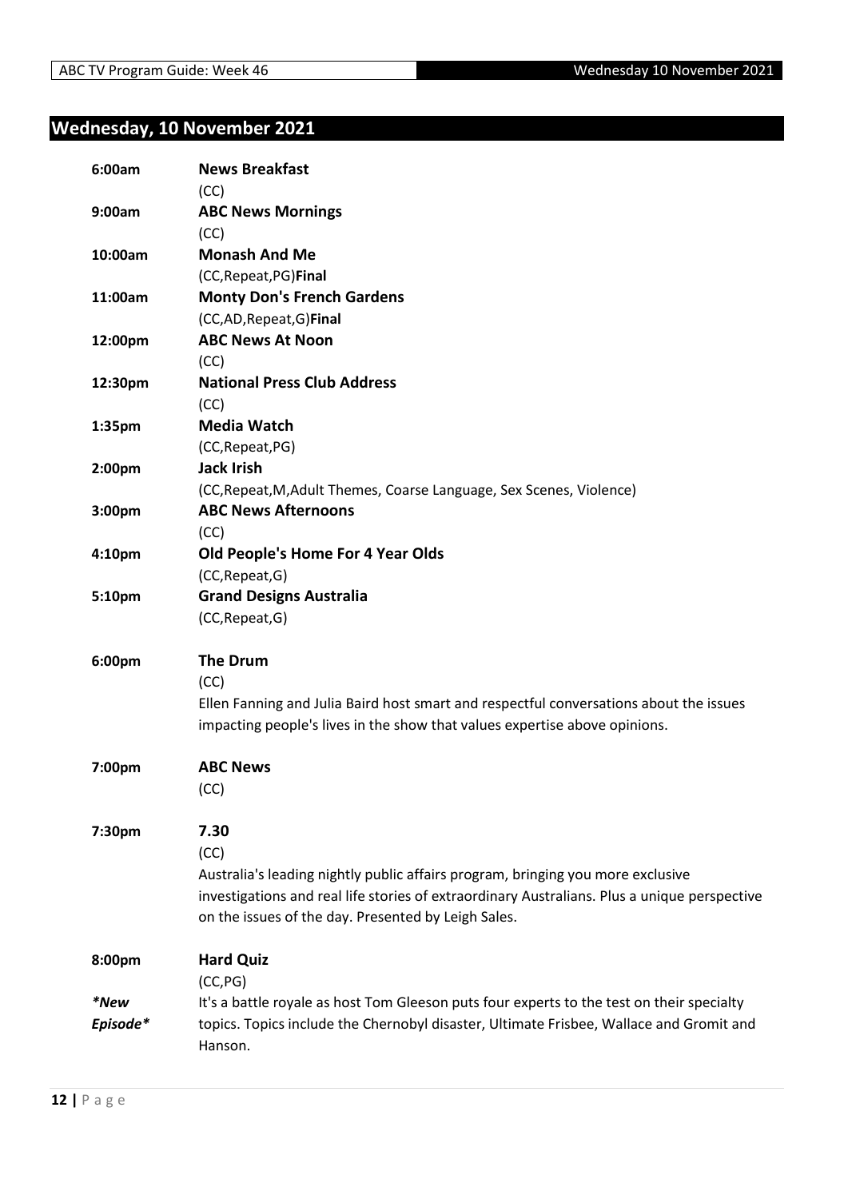## Wednesday, 10 November 2021

**6:00am** **News Breakfast**
(CC)

**9:00am** **ABC News Mornings**
(CC)

**10:00am** **Monash And Me**
(CC,Repeat,PG)**Final**

**11:00am** **Monty Don's French Gardens**
(CC,AD,Repeat,G)**Final**

**12:00pm** **ABC News At Noon**
(CC)

**12:30pm** **National Press Club Address**
(CC)

**1:35pm** **Media Watch**
(CC,Repeat,PG)

**2:00pm** **Jack Irish**
(CC,Repeat,M,Adult Themes, Coarse Language, Sex Scenes, Violence)

**3:00pm** **ABC News Afternoons**
(CC)

**4:10pm** **Old People's Home For 4 Year Olds**
(CC,Repeat,G)

**5:10pm** **Grand Designs Australia**
(CC,Repeat,G)

**6:00pm** **The Drum**
(CC)
Ellen Fanning and Julia Baird host smart and respectful conversations about the issues impacting people's lives in the show that values expertise above opinions.

**7:00pm** **ABC News**
(CC)

**7:30pm** **7.30**
(CC)
Australia's leading nightly public affairs program, bringing you more exclusive investigations and real life stories of extraordinary Australians. Plus a unique perspective on the issues of the day. Presented by Leigh Sales.

**8:00pm** **Hard Quiz**
(CC,PG)
***New Episode***
It's a battle royale as host Tom Gleeson puts four experts to the test on their specialty topics. Topics include the Chernobyl disaster, Ultimate Frisbee, Wallace and Gromit and Hanson.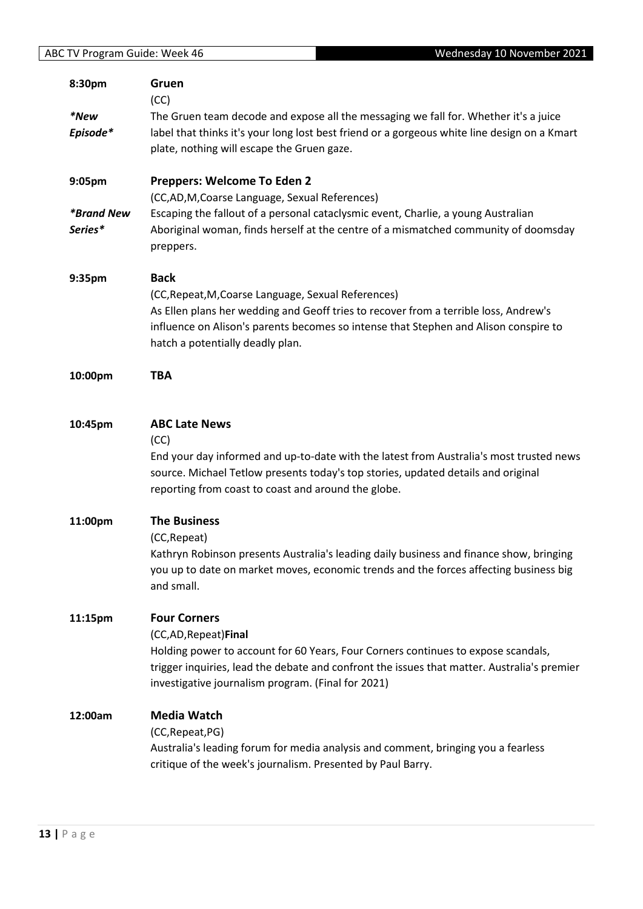**8:30pm** **Gruen**
(CC)

*\*New Episode\**

The Gruen team decode and expose all the messaging we fall for. Whether it's a juice label that thinks it's your long lost best friend or a gorgeous white line design on a Kmart plate, nothing will escape the Gruen gaze.

**9:05pm** **Preppers: Welcome To Eden 2**
(CC,AD,M,Coarse Language, Sexual References)

*\*Brand New Series\**

Escaping the fallout of a personal cataclysmic event, Charlie, a young Australian Aboriginal woman, finds herself at the centre of a mismatched community of doomsday preppers.

**9:35pm** **Back**
(CC,Repeat,M,Coarse Language, Sexual References)

As Ellen plans her wedding and Geoff tries to recover from a terrible loss, Andrew's influence on Alison's parents becomes so intense that Stephen and Alison conspire to hatch a potentially deadly plan.

**10:00pm** **TBA**

**10:45pm** **ABC Late News**
(CC)

End your day informed and up-to-date with the latest from Australia's most trusted news source. Michael Tetlow presents today's top stories, updated details and original reporting from coast to coast and around the globe.

**11:00pm** **The Business**
(CC,Repeat)

Kathryn Robinson presents Australia's leading daily business and finance show, bringing you up to date on market moves, economic trends and the forces affecting business big and small.

**11:15pm** **Four Corners**
(CC,AD,Repeat)**Final**

Holding power to account for 60 Years, Four Corners continues to expose scandals, trigger inquiries, lead the debate and confront the issues that matter. Australia's premier investigative journalism program. (Final for 2021)

**12:00am** **Media Watch**
(CC,Repeat,PG)

Australia's leading forum for media analysis and comment, bringing you a fearless critique of the week's journalism. Presented by Paul Barry.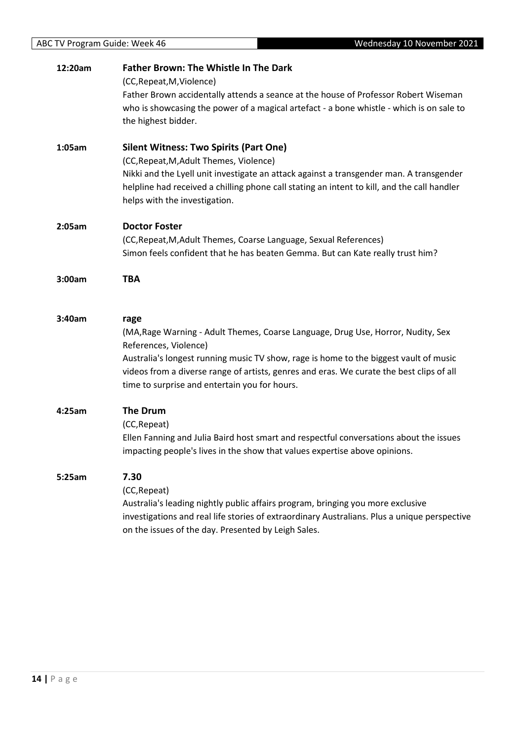**12:20am** **Father Brown: The Whistle In The Dark**

(CC,Repeat,M,Violence)

Father Brown accidentally attends a seance at the house of Professor Robert Wiseman who is showcasing the power of a magical artefact - a bone whistle - which is on sale to the highest bidder.

**1:05am** **Silent Witness: Two Spirits (Part One)**

(CC,Repeat,M,Adult Themes, Violence)

Nikki and the Lyell unit investigate an attack against a transgender man. A transgender helpline had received a chilling phone call stating an intent to kill, and the call handler helps with the investigation.

**2:05am** **Doctor Foster**

(CC,Repeat,M,Adult Themes, Coarse Language, Sexual References)

Simon feels confident that he has beaten Gemma. But can Kate really trust him?

**3:00am** **TBA**

**3:40am** **rage**

(MA,Rage Warning - Adult Themes, Coarse Language, Drug Use, Horror, Nudity, Sex References, Violence)

Australia's longest running music TV show, rage is home to the biggest vault of music videos from a diverse range of artists, genres and eras. We curate the best clips of all time to surprise and entertain you for hours.

**4:25am** **The Drum**

(CC,Repeat)

Ellen Fanning and Julia Baird host smart and respectful conversations about the issues impacting people's lives in the show that values expertise above opinions.

**5:25am** **7.30**

(CC,Repeat)

Australia's leading nightly public affairs program, bringing you more exclusive investigations and real life stories of extraordinary Australians. Plus a unique perspective on the issues of the day. Presented by Leigh Sales.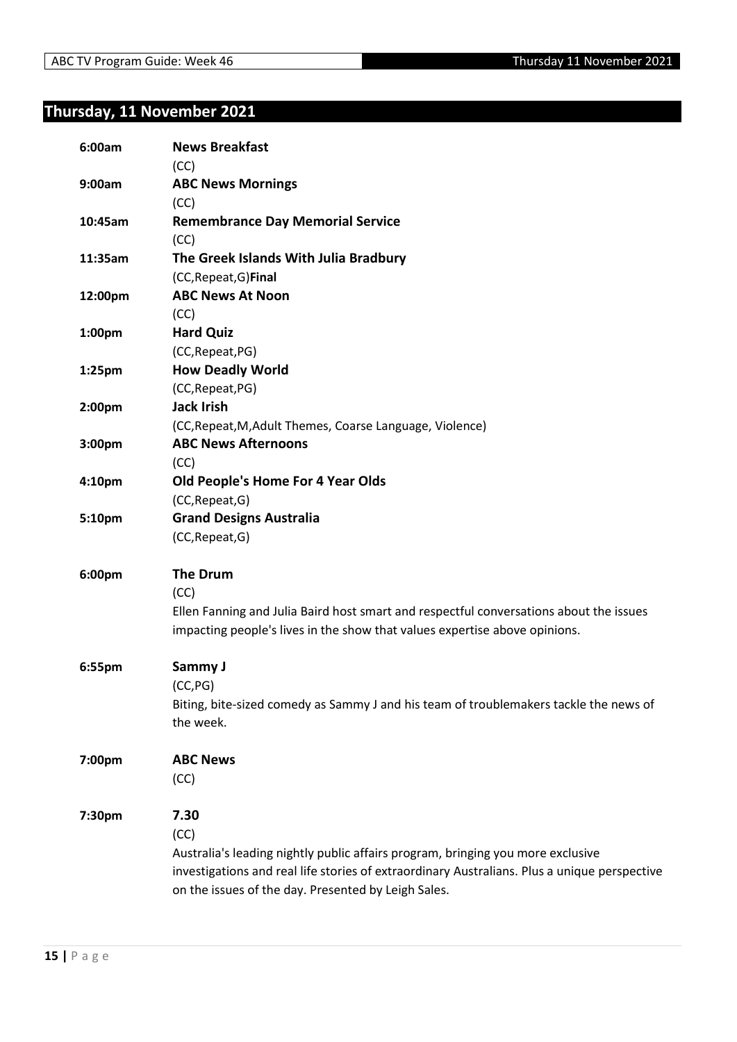## Thursday, 11 November 2021

**6:00am** **News Breakfast**
(CC)

**9:00am** **ABC News Mornings**
(CC)

**10:45am** **Remembrance Day Memorial Service**
(CC)

**11:35am** **The Greek Islands With Julia Bradbury**
(CC,Repeat,G)**Final**

**12:00pm** **ABC News At Noon**
(CC)

**1:00pm** **Hard Quiz**
(CC,Repeat,PG)

**1:25pm** **How Deadly World**
(CC,Repeat,PG)

**2:00pm** **Jack Irish**
(CC,Repeat,M,Adult Themes, Coarse Language, Violence)

**3:00pm** **ABC News Afternoons**
(CC)

**4:10pm** **Old People's Home For 4 Year Olds**
(CC,Repeat,G)

**5:10pm** **Grand Designs Australia**
(CC,Repeat,G)

**6:00pm** **The Drum**
(CC)
Ellen Fanning and Julia Baird host smart and respectful conversations about the issues impacting people's lives in the show that values expertise above opinions.

**6:55pm** **Sammy J**
(CC,PG)
Biting, bite-sized comedy as Sammy J and his team of troublemakers tackle the news of the week.

**7:00pm** **ABC News**
(CC)

**7:30pm** **7.30**
(CC)
Australia's leading nightly public affairs program, bringing you more exclusive investigations and real life stories of extraordinary Australians. Plus a unique perspective on the issues of the day. Presented by Leigh Sales.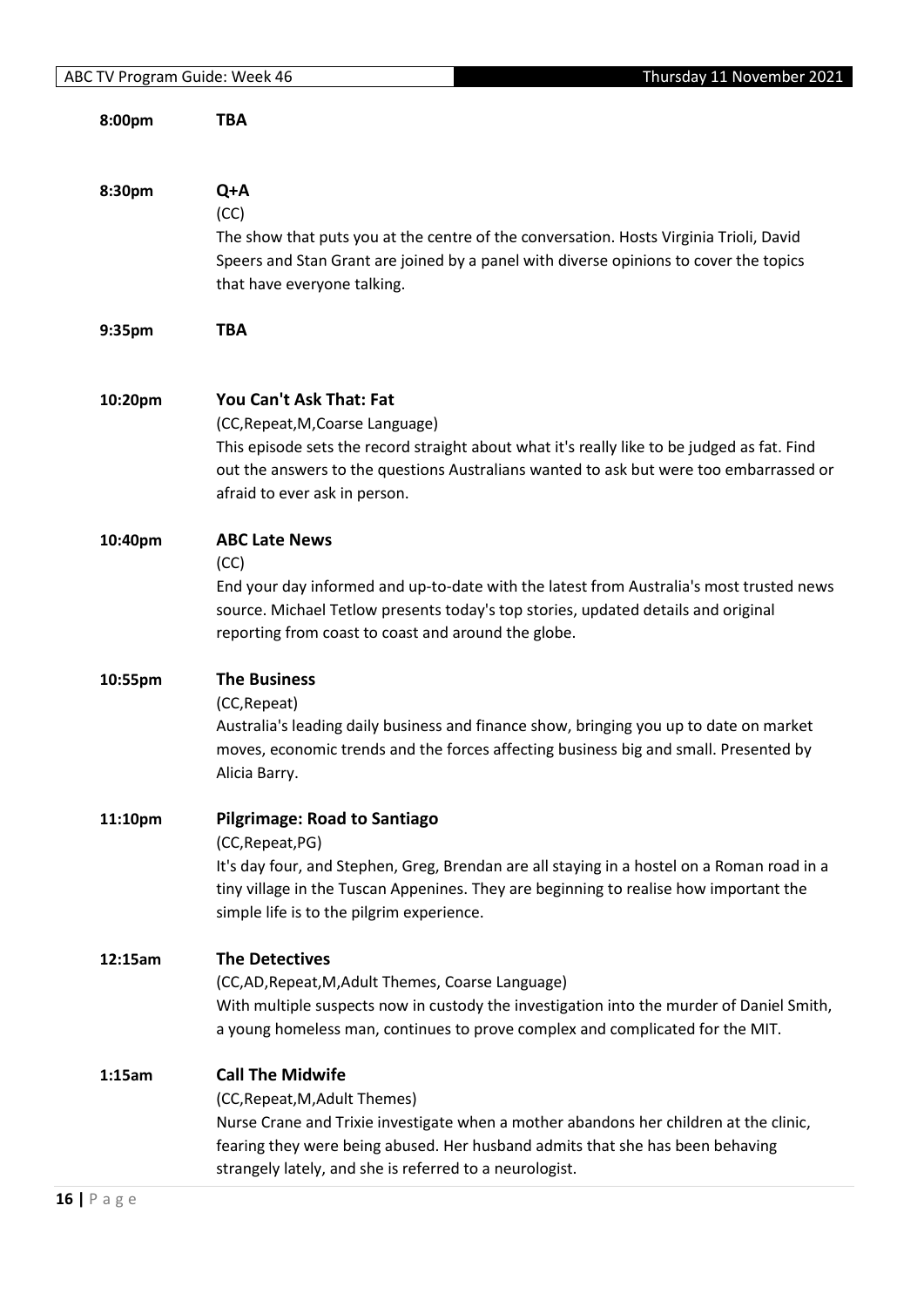**8:00pm** **TBA**

**8:30pm** **Q+A**

(CC)

The show that puts you at the centre of the conversation. Hosts Virginia Trioli, David Speers and Stan Grant are joined by a panel with diverse opinions to cover the topics that have everyone talking.

**9:35pm** **TBA**

**10:20pm** **You Can't Ask That: Fat**

(CC,Repeat,M,Coarse Language)

This episode sets the record straight about what it's really like to be judged as fat. Find out the answers to the questions Australians wanted to ask but were too embarrassed or afraid to ever ask in person.

**10:40pm** **ABC Late News**

(CC)

End your day informed and up-to-date with the latest from Australia's most trusted news source. Michael Tetlow presents today's top stories, updated details and original reporting from coast to coast and around the globe.

**10:55pm** **The Business**

(CC,Repeat)

Australia's leading daily business and finance show, bringing you up to date on market moves, economic trends and the forces affecting business big and small. Presented by Alicia Barry.

**11:10pm** **Pilgrimage: Road to Santiago**

(CC,Repeat,PG)

It's day four, and Stephen, Greg, Brendan are all staying in a hostel on a Roman road in a tiny village in the Tuscan Appenines. They are beginning to realise how important the simple life is to the pilgrim experience.

**12:15am** **The Detectives**

(CC,AD,Repeat,M,Adult Themes, Coarse Language)

With multiple suspects now in custody the investigation into the murder of Daniel Smith, a young homeless man, continues to prove complex and complicated for the MIT.

**1:15am** **Call The Midwife**

(CC,Repeat,M,Adult Themes)

Nurse Crane and Trixie investigate when a mother abandons her children at the clinic, fearing they were being abused. Her husband admits that she has been behaving strangely lately, and she is referred to a neurologist.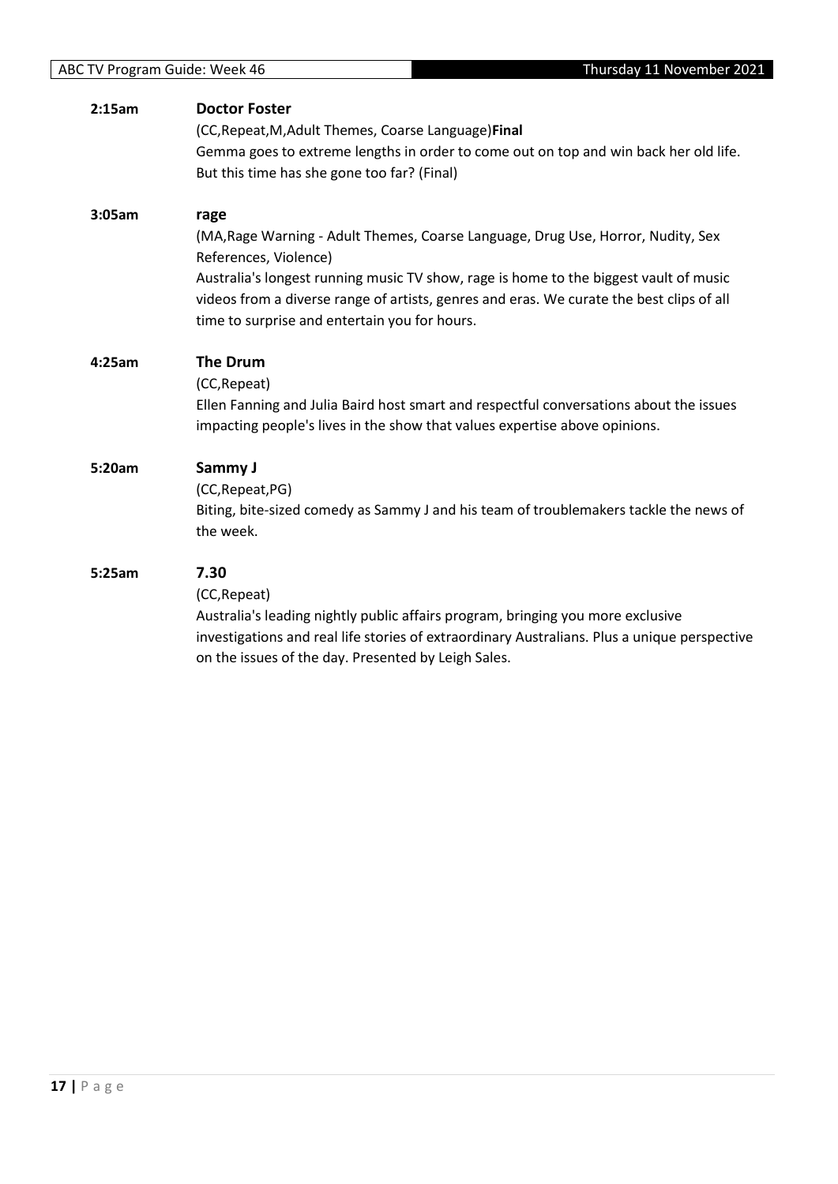**2:15am** **Doctor Foster**

(CC,Repeat,M,Adult Themes, Coarse Language)**Final**

Gemma goes to extreme lengths in order to come out on top and win back her old life. But this time has she gone too far? (Final)

**3:05am** **rage**

(MA,Rage Warning - Adult Themes, Coarse Language, Drug Use, Horror, Nudity, Sex References, Violence)

Australia's longest running music TV show, rage is home to the biggest vault of music videos from a diverse range of artists, genres and eras. We curate the best clips of all time to surprise and entertain you for hours.

**4:25am** **The Drum**

(CC,Repeat)

Ellen Fanning and Julia Baird host smart and respectful conversations about the issues impacting people's lives in the show that values expertise above opinions.

**5:20am** **Sammy J**

(CC,Repeat,PG)

Biting, bite-sized comedy as Sammy J and his team of troublemakers tackle the news of the week.

**5:25am** **7.30**

(CC,Repeat)

Australia's leading nightly public affairs program, bringing you more exclusive investigations and real life stories of extraordinary Australians. Plus a unique perspective on the issues of the day. Presented by Leigh Sales.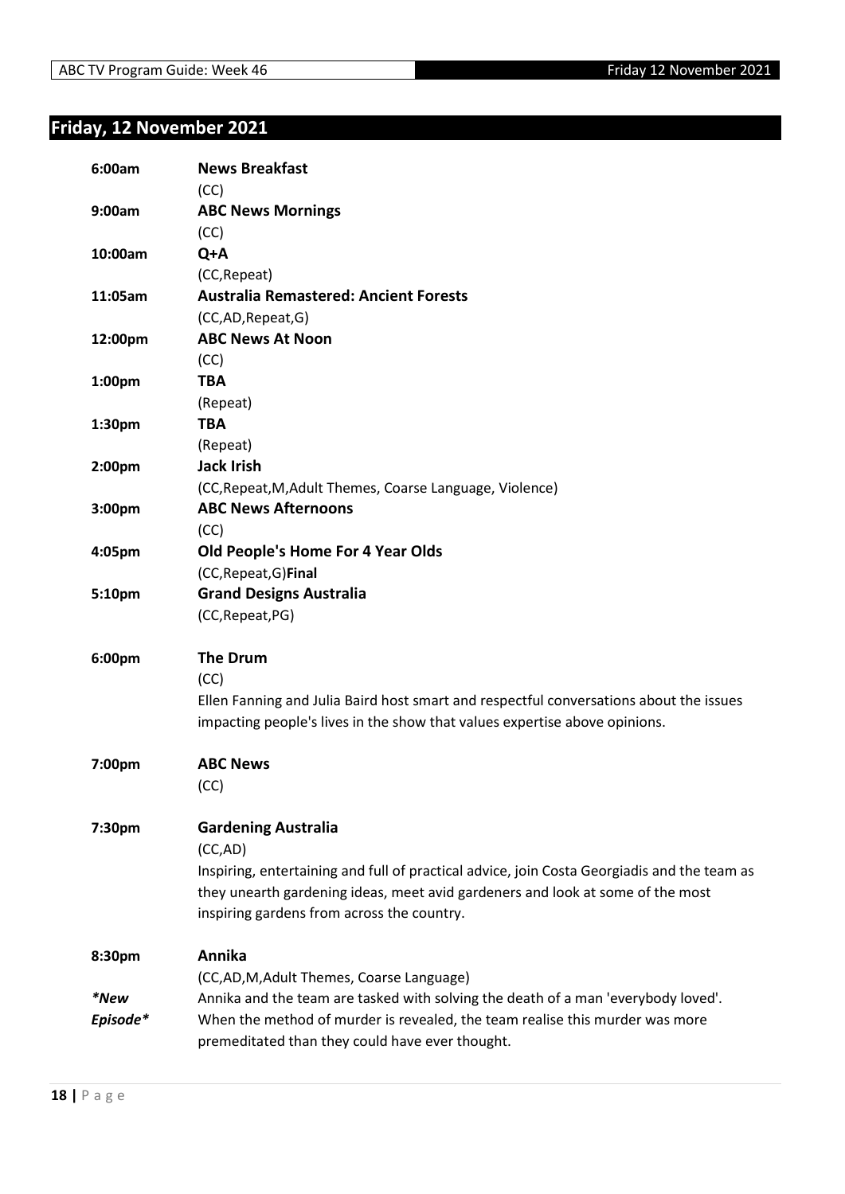## Friday, 12 November 2021

**6:00am** **News Breakfast**
(CC)

**9:00am** **ABC News Mornings**
(CC)

**10:00am** **Q+A**
(CC,Repeat)

**11:05am** **Australia Remastered: Ancient Forests**
(CC,AD,Repeat,G)

**12:00pm** **ABC News At Noon**
(CC)

**1:00pm** **TBA**
(Repeat)

**1:30pm** **TBA**
(Repeat)

**2:00pm** **Jack Irish**
(CC,Repeat,M,Adult Themes, Coarse Language, Violence)

**3:00pm** **ABC News Afternoons**
(CC)

**4:05pm** **Old People's Home For 4 Year Olds**
(CC,Repeat,G)**Final**

**5:10pm** **Grand Designs Australia**
(CC,Repeat,PG)

**6:00pm** **The Drum**
(CC)
Ellen Fanning and Julia Baird host smart and respectful conversations about the issues impacting people's lives in the show that values expertise above opinions.

**7:00pm** **ABC News**
(CC)

**7:30pm** **Gardening Australia**
(CC,AD)
Inspiring, entertaining and full of practical advice, join Costa Georgiadis and the team as they unearth gardening ideas, meet avid gardeners and look at some of the most inspiring gardens from across the country.

**8:30pm** **Annika**
(CC,AD,M,Adult Themes, Coarse Language)
***New Episode*** Annika and the team are tasked with solving the death of a man 'everybody loved'. When the method of murder is revealed, the team realise this murder was more premeditated than they could have ever thought.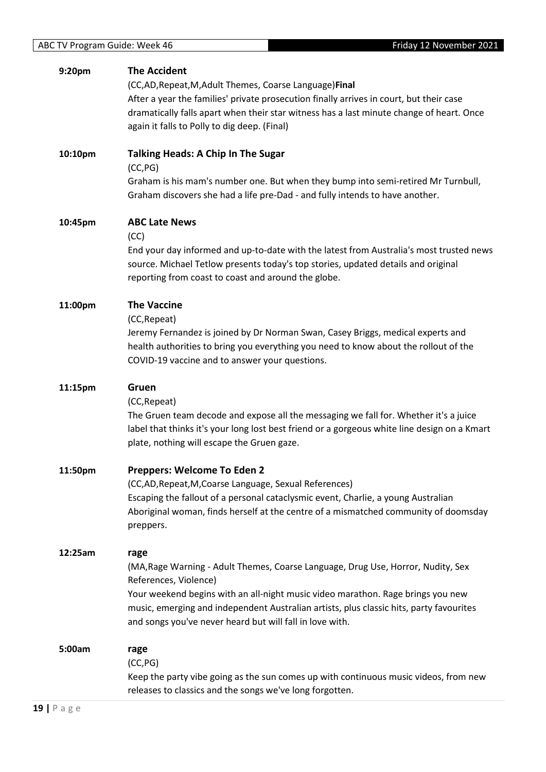**9:20pm** **The Accident**

(CC,AD,Repeat,M,Adult Themes, Coarse Language)**Final**

After a year the families' private prosecution finally arrives in court, but their case dramatically falls apart when their star witness has a last minute change of heart. Once again it falls to Polly to dig deep. (Final)

**10:10pm** **Talking Heads: A Chip In The Sugar**

(CC,PG)

Graham is his mam's number one. But when they bump into semi-retired Mr Turnbull, Graham discovers she had a life pre-Dad - and fully intends to have another.

**10:45pm** **ABC Late News**

(CC)

End your day informed and up-to-date with the latest from Australia's most trusted news source. Michael Tetlow presents today's top stories, updated details and original reporting from coast to coast and around the globe.

**11:00pm** **The Vaccine**

(CC,Repeat)

Jeremy Fernandez is joined by Dr Norman Swan, Casey Briggs, medical experts and health authorities to bring you everything you need to know about the rollout of the COVID-19 vaccine and to answer your questions.

**11:15pm** **Gruen**

(CC,Repeat)

The Gruen team decode and expose all the messaging we fall for. Whether it's a juice label that thinks it's your long lost best friend or a gorgeous white line design on a Kmart plate, nothing will escape the Gruen gaze.

**11:50pm** **Preppers: Welcome To Eden 2**

(CC,AD,Repeat,M,Coarse Language, Sexual References)

Escaping the fallout of a personal cataclysmic event, Charlie, a young Australian Aboriginal woman, finds herself at the centre of a mismatched community of doomsday preppers.

**12:25am** **rage**

(MA,Rage Warning - Adult Themes, Coarse Language, Drug Use, Horror, Nudity, Sex References, Violence)

Your weekend begins with an all-night music video marathon. Rage brings you new music, emerging and independent Australian artists, plus classic hits, party favourites and songs you've never heard but will fall in love with.

**5:00am** **rage**

(CC,PG)

Keep the party vibe going as the sun comes up with continuous music videos, from new releases to classics and the songs we've long forgotten.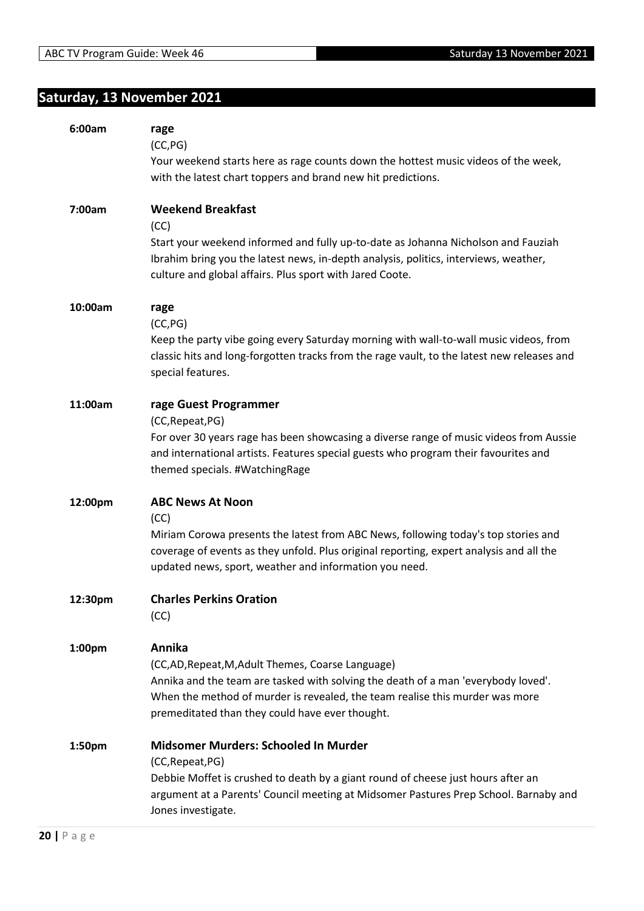## Saturday, 13 November 2021

**6:00am** **rage**
(CC,PG)
Your weekend starts here as rage counts down the hottest music videos of the week, with the latest chart toppers and brand new hit predictions.

**7:00am** **Weekend Breakfast**
(CC)
Start your weekend informed and fully up-to-date as Johanna Nicholson and Fauziah Ibrahim bring you the latest news, in-depth analysis, politics, interviews, weather, culture and global affairs. Plus sport with Jared Coote.

**10:00am** **rage**
(CC,PG)
Keep the party vibe going every Saturday morning with wall-to-wall music videos, from classic hits and long-forgotten tracks from the rage vault, to the latest new releases and special features.

**11:00am** **rage Guest Programmer**
(CC,Repeat,PG)
For over 30 years rage has been showcasing a diverse range of music videos from Aussie and international artists. Features special guests who program their favourites and themed specials. #WatchingRage

**12:00pm** **ABC News At Noon**
(CC)
Miriam Corowa presents the latest from ABC News, following today's top stories and coverage of events as they unfold. Plus original reporting, expert analysis and all the updated news, sport, weather and information you need.

**12:30pm** **Charles Perkins Oration**
(CC)

**1:00pm** **Annika**
(CC,AD,Repeat,M,Adult Themes, Coarse Language)
Annika and the team are tasked with solving the death of a man 'everybody loved'. When the method of murder is revealed, the team realise this murder was more premeditated than they could have ever thought.

**1:50pm** **Midsomer Murders: Schooled In Murder**
(CC,Repeat,PG)
Debbie Moffet is crushed to death by a giant round of cheese just hours after an argument at a Parents' Council meeting at Midsomer Pastures Prep School. Barnaby and Jones investigate.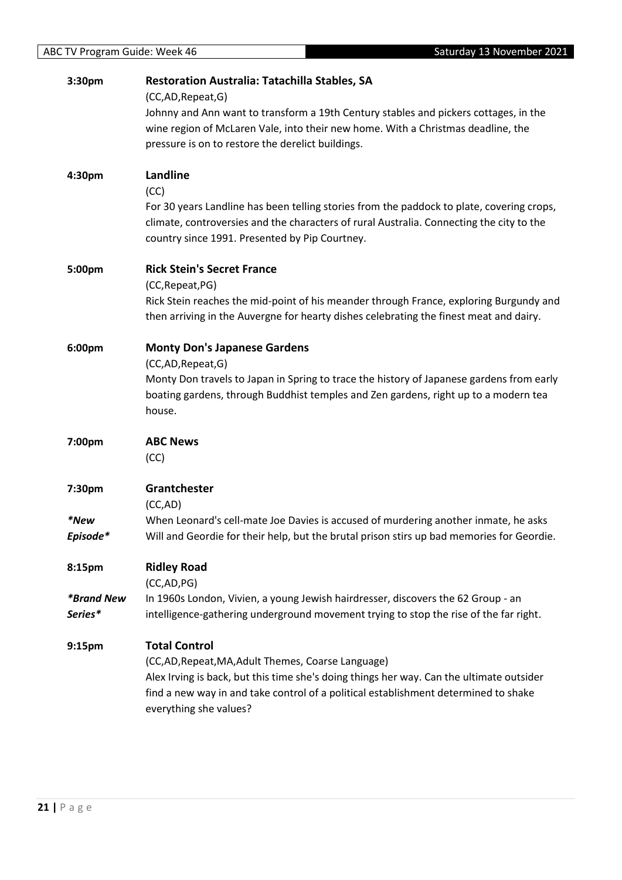**3:30pm** **Restoration Australia: Tatachilla Stables, SA**

(CC,AD,Repeat,G)

Johnny and Ann want to transform a 19th Century stables and pickers cottages, in the wine region of McLaren Vale, into their new home. With a Christmas deadline, the pressure is on to restore the derelict buildings.

**4:30pm** **Landline**

(CC)

For 30 years Landline has been telling stories from the paddock to plate, covering crops, climate, controversies and the characters of rural Australia. Connecting the city to the country since 1991. Presented by Pip Courtney.

**5:00pm** **Rick Stein's Secret France**

(CC,Repeat,PG)

Rick Stein reaches the mid-point of his meander through France, exploring Burgundy and then arriving in the Auvergne for hearty dishes celebrating the finest meat and dairy.

**6:00pm** **Monty Don's Japanese Gardens**

(CC,AD,Repeat,G)

Monty Don travels to Japan in Spring to trace the history of Japanese gardens from early boating gardens, through Buddhist temples and Zen gardens, right up to a modern tea house.

**7:00pm** **ABC News**

(CC)

**7:30pm** **Grantchester**

(CC,AD)

*\*New Episode\**

When Leonard's cell-mate Joe Davies is accused of murdering another inmate, he asks Will and Geordie for their help, but the brutal prison stirs up bad memories for Geordie.

**8:15pm** **Ridley Road**

(CC,AD,PG)

*\*Brand New Series\**

In 1960s London, Vivien, a young Jewish hairdresser, discovers the 62 Group - an intelligence-gathering underground movement trying to stop the rise of the far right.

**9:15pm** **Total Control**

(CC,AD,Repeat,MA,Adult Themes, Coarse Language)

Alex Irving is back, but this time she's doing things her way. Can the ultimate outsider find a new way in and take control of a political establishment determined to shake everything she values?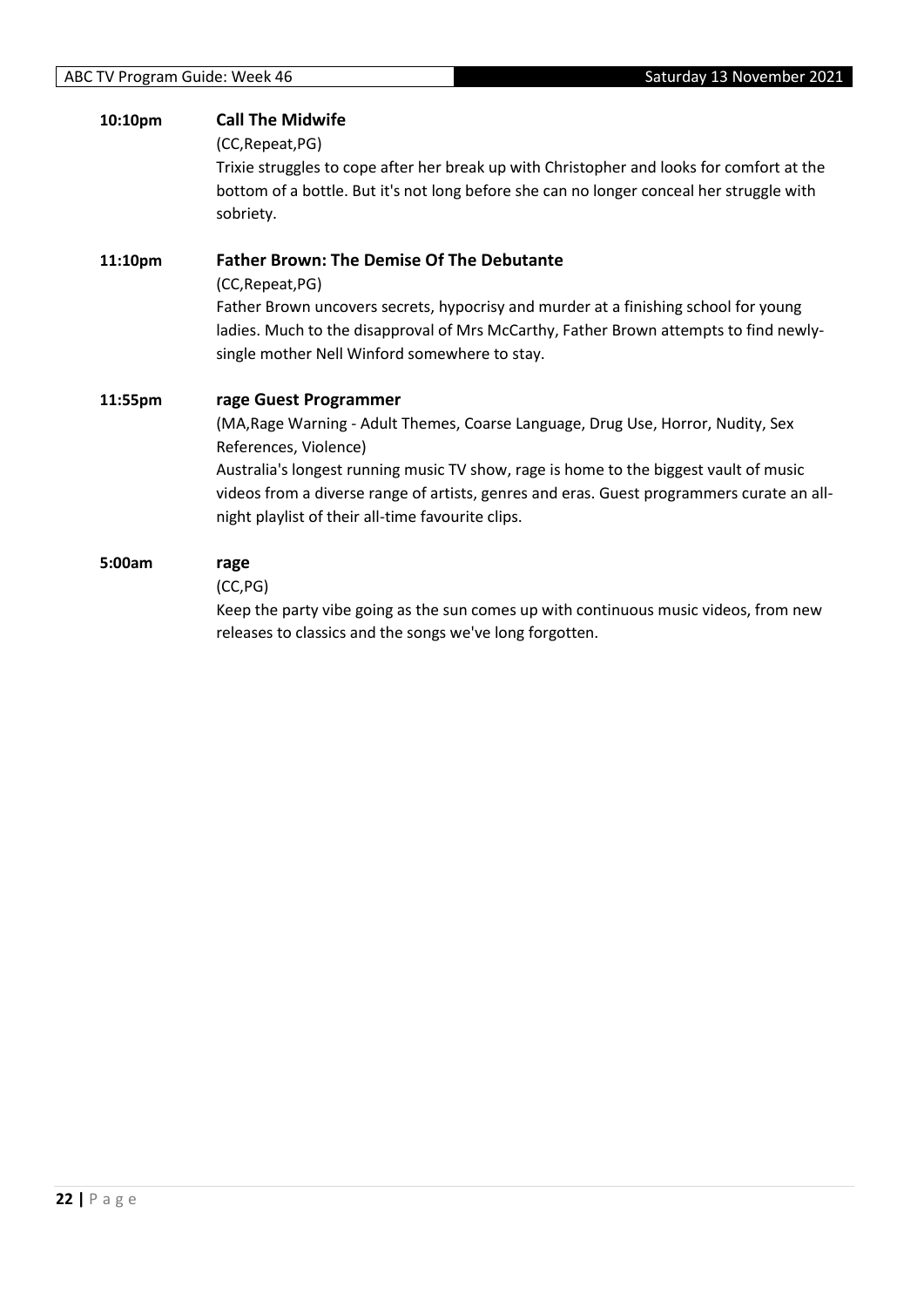**10:10pm** **Call The Midwife**

(CC,Repeat,PG)

Trixie struggles to cope after her break up with Christopher and looks for comfort at the bottom of a bottle. But it's not long before she can no longer conceal her struggle with sobriety.

**11:10pm** **Father Brown: The Demise Of The Debutante**

(CC,Repeat,PG)

Father Brown uncovers secrets, hypocrisy and murder at a finishing school for young ladies. Much to the disapproval of Mrs McCarthy, Father Brown attempts to find newly-single mother Nell Winford somewhere to stay.

**11:55pm** **rage Guest Programmer**

(MA,Rage Warning - Adult Themes, Coarse Language, Drug Use, Horror, Nudity, Sex References, Violence)

Australia's longest running music TV show, rage is home to the biggest vault of music videos from a diverse range of artists, genres and eras. Guest programmers curate an all-night playlist of their all-time favourite clips.

**5:00am** **rage**

(CC,PG)

Keep the party vibe going as the sun comes up with continuous music videos, from new releases to classics and the songs we've long forgotten.